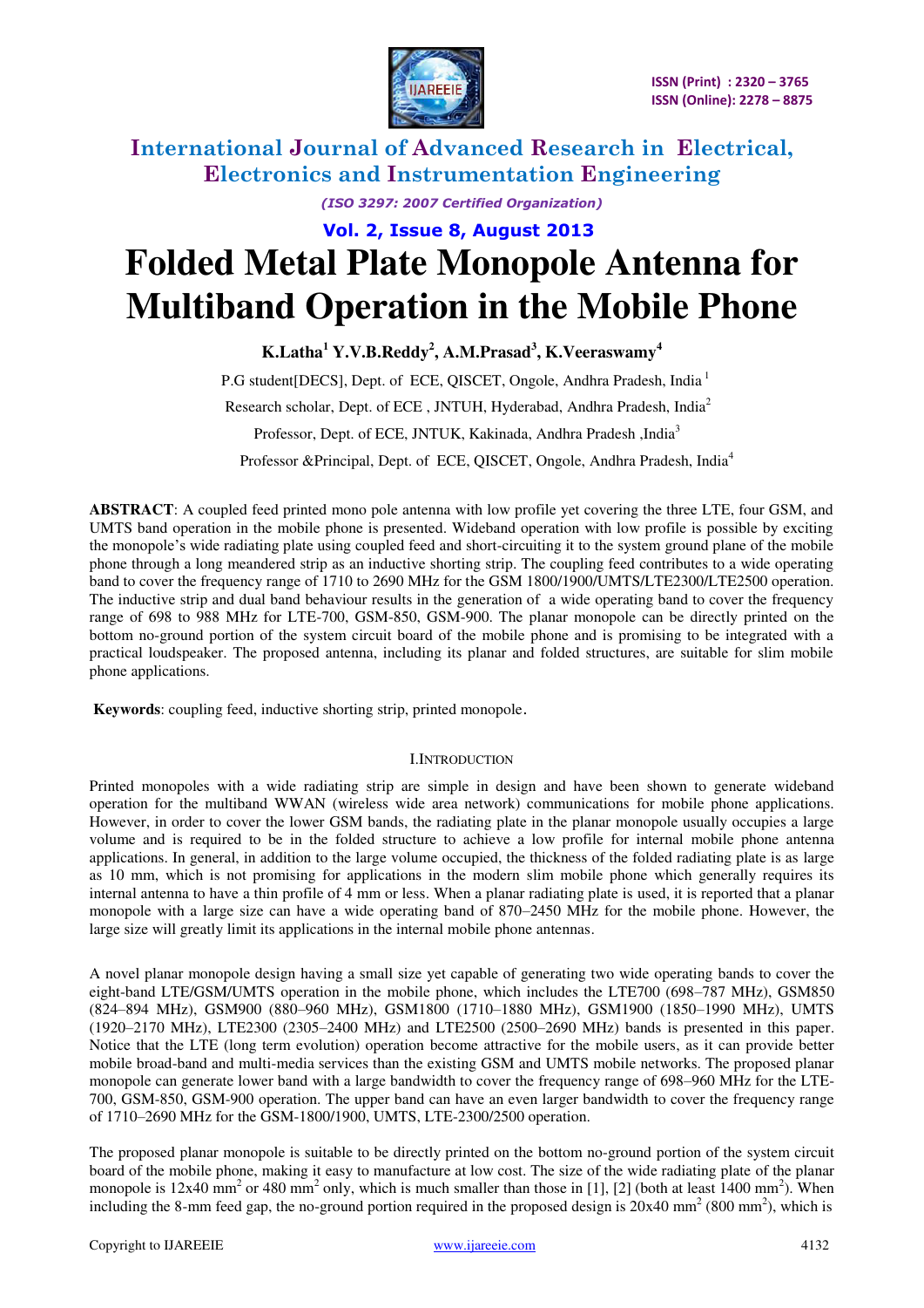# Folded Metal Plate Monopole Antenna for Multiband Operation in the Mobile Phone

**K.Latha[1] Y.V.B.Reddy[2], A.M.Prasad[3], K.Veeraswamy[4]**

P.G student[DECS], Dept. of ECE, QISCET, Ongole, Andhra Pradesh, India [1]

Research scholar, Dept. of ECE , JNTUH, Hyderabad, Andhra Pradesh, India[2]

Professor, Dept. of ECE, JNTUK, Kakinada, Andhra Pradesh ,India[3]

Professor &Principal, Dept. of ECE, QISCET, Ongole, Andhra Pradesh, India[4]

**ABSTRACT**: A coupled feed printed mono pole antenna with low profile yet covering the three LTE, four GSM, and UMTS band operation in the mobile phone is presented. Wideband operation with low profile is possible by exciting the monopole's wide radiating plate using coupled feed and short-circuiting it to the system ground plane of the mobile phone through a long meandered strip as an inductive shorting strip. The coupling feed contributes to a wide operating band to cover the frequency range of 1710 to 2690 MHz for the GSM 1800/1900/UMTS/LTE2300/LTE2500 operation. The inductive strip and dual band behaviour results in the generation of a wide operating band to cover the frequency range of 698 to 988 MHz for LTE-700, GSM-850, GSM-900. The planar monopole can be directly printed on the bottom no-ground portion of the system circuit board of the mobile phone and is promising to be integrated with a practical loudspeaker. The proposed antenna, including its planar and folded structures, are suitable for slim mobile phone applications.

**Keywords**: coupling feed, inductive shorting strip, printed monopole.

## I.INTRODUCTION

Printed monopoles with a wide radiating strip are simple in design and have been shown to generate wideband operation for the multiband WWAN (wireless wide area network) communications for mobile phone applications. However, in order to cover the lower GSM bands, the radiating plate in the planar monopole usually occupies a large volume and is required to be in the folded structure to achieve a low profile for internal mobile phone antenna applications. In general, in addition to the large volume occupied, the thickness of the folded radiating plate is as large as 10 mm, which is not promising for applications in the modern slim mobile phone which generally requires its internal antenna to have a thin profile of 4 mm or less. When a planar radiating plate is used, it is reported that a planar monopole with a large size can have a wide operating band of 870–2450 MHz for the mobile phone. However, the large size will greatly limit its applications in the internal mobile phone antennas.

A novel planar monopole design having a small size yet capable of generating two wide operating bands to cover the eight-band LTE/GSM/UMTS operation in the mobile phone, which includes the LTE700 (698–787 MHz), GSM850 (824–894 MHz), GSM900 (880–960 MHz), GSM1800 (1710–1880 MHz), GSM1900 (1850–1990 MHz), UMTS (1920–2170 MHz), LTE2300 (2305–2400 MHz) and LTE2500 (2500–2690 MHz) bands is presented in this paper. Notice that the LTE (long term evolution) operation become attractive for the mobile users, as it can provide better mobile broad-band and multi-media services than the existing GSM and UMTS mobile networks. The proposed planar monopole can generate lower band with a large bandwidth to cover the frequency range of 698–960 MHz for the LTE-700, GSM-850, GSM-900 operation. The upper band can have an even larger bandwidth to cover the frequency range of 1710–2690 MHz for the GSM-1800/1900, UMTS, LTE-2300/2500 operation.

The proposed planar monopole is suitable to be directly printed on the bottom no-ground portion of the system circuit board of the mobile phone, making it easy to manufacture at low cost. The size of the wide radiating plate of the planar monopole is 12x40 $mm^2$ or 480 $mm^2$ only, which is much smaller than those in [1], [2] (both at least 1400 $mm^2$). When including the 8-mm feed gap, the no-ground portion required in the proposed design is 20x40 $mm^2$ (800 $mm^2$), which is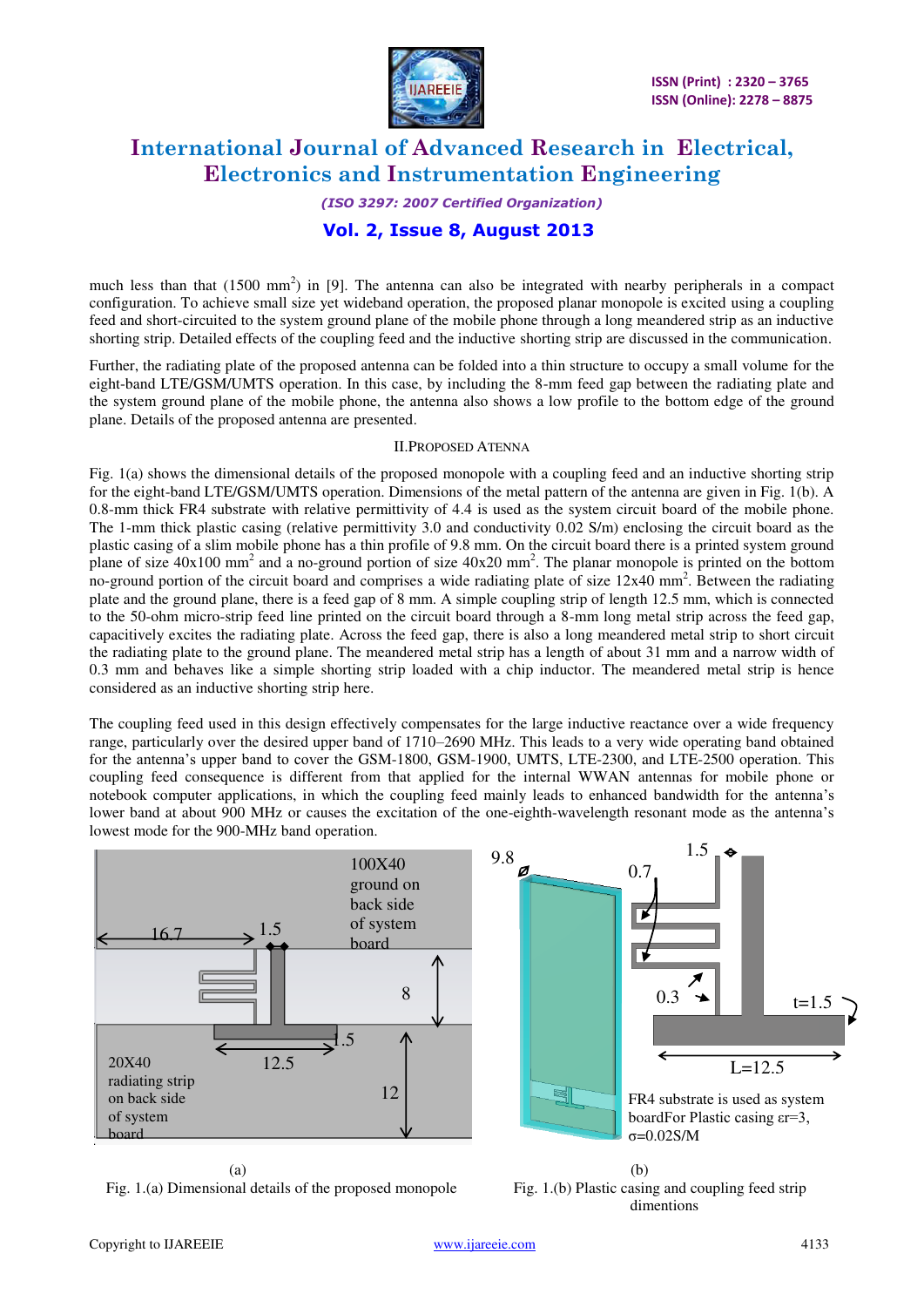much less than that (1500 $mm^2$) in [9]. The antenna can also be integrated with nearby peripherals in a compact configuration. To achieve small size yet wideband operation, the proposed planar monopole is excited using a coupling feed and short-circuited to the system ground plane of the mobile phone through a long meandered strip as an inductive shorting strip. Detailed effects of the coupling feed and the inductive shorting strip are discussed in the communication.

Further, the radiating plate of the proposed antenna can be folded into a thin structure to occupy a small volume for the eight-band LTE/GSM/UMTS operation. In this case, by including the 8-mm feed gap between the radiating plate and the system ground plane of the mobile phone, the antenna also shows a low profile to the bottom edge of the ground plane. Details of the proposed antenna are presented.

## II. PROPOSED ATENNA

Fig. 1(a) shows the dimensional details of the proposed monopole with a coupling feed and an inductive shorting strip for the eight-band LTE/GSM/UMTS operation. Dimensions of the metal pattern of the antenna are given in Fig. 1(b). A 0.8-mm thick FR4 substrate with relative permittivity of 4.4 is used as the system circuit board of the mobile phone. The 1-mm thick plastic casing (relative permittivity 3.0 and conductivity 0.02 S/m) enclosing the circuit board as the plastic casing of a slim mobile phone has a thin profile of 9.8 mm. On the circuit board there is a printed system ground plane of size 40x100 $mm^2$ and a no-ground portion of size 40x20 $mm^2$. The planar monopole is printed on the bottom no-ground portion of the circuit board and comprises a wide radiating plate of size 12x40 $mm^2$. Between the radiating plate and the ground plane, there is a feed gap of 8 mm. A simple coupling strip of length 12.5 mm, which is connected to the 50-ohm micro-strip feed line printed on the circuit board through a 8-mm long metal strip across the feed gap, capacitively excites the radiating plate. Across the feed gap, there is also a long meandered metal strip to short circuit the radiating plate to the ground plane. The meandered metal strip has a length of about 31 mm and a narrow width of 0.3 mm and behaves like a simple shorting strip loaded with a chip inductor. The meandered metal strip is hence considered as an inductive shorting strip here.

The coupling feed used in this design effectively compensates for the large inductive reactance over a wide frequency range, particularly over the desired upper band of 1710–2690 MHz. This leads to a very wide operating band obtained for the antenna's upper band to cover the GSM-1800, GSM-1900, UMTS, LTE-2300, and LTE-2500 operation. This coupling feed consequence is different from that applied for the internal WWAN antennas for mobile phone or notebook computer applications, in which the coupling feed mainly leads to enhanced bandwidth for the antenna's lower band at about 900 MHz or causes the excitation of the one-eighth-wavelength resonant mode as the antenna's lowest mode for the 900-MHz band operation.

(a)

Fig. 1.(a) Dimensional details of the proposed monopole

(b)

Fig. 1.(b) Plastic casing and coupling feed strip dimentions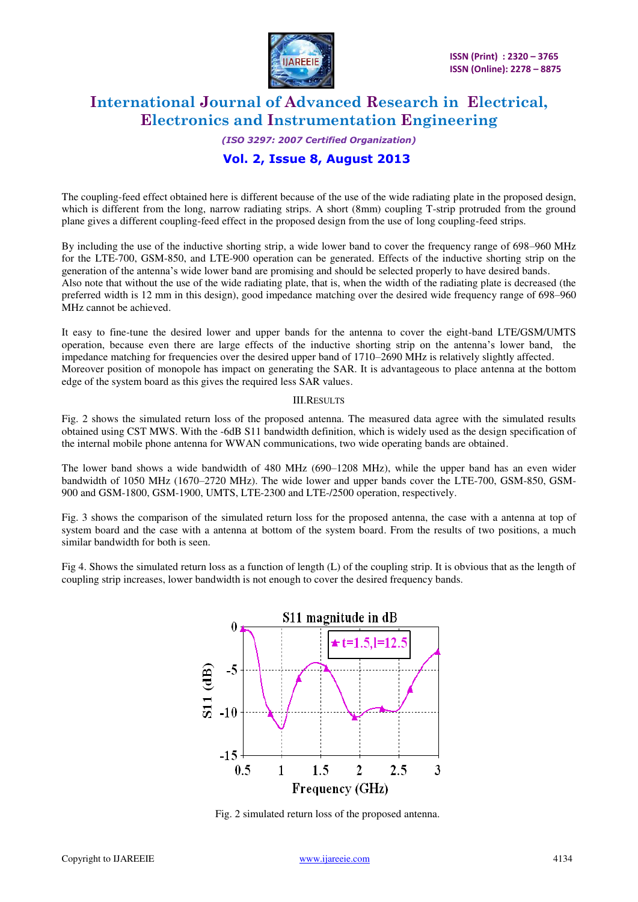The coupling-feed effect obtained here is different because of the use of the wide radiating plate in the proposed design, which is different from the long, narrow radiating strips. A short (8mm) coupling T-strip protruded from the ground plane gives a different coupling-feed effect in the proposed design from the use of long coupling-feed strips.

By including the use of the inductive shorting strip, a wide lower band to cover the frequency range of 698–960 MHz for the LTE-700, GSM-850, and LTE-900 operation can be generated. Effects of the inductive shorting strip on the generation of the antenna's wide lower band are promising and should be selected properly to have desired bands.
Also note that without the use of the wide radiating plate, that is, when the width of the radiating plate is decreased (the preferred width is 12 mm in this design), good impedance matching over the desired wide frequency range of 698–960 MHz cannot be achieved.

It easy to fine-tune the desired lower and upper bands for the antenna to cover the eight-band LTE/GSM/UMTS operation, because even there are large effects of the inductive shorting strip on the antenna's lower band, the impedance matching for frequencies over the desired upper band of 1710–2690 MHz is relatively slightly affected.
Moreover position of monopole has impact on generating the SAR. It is advantageous to place antenna at the bottom edge of the system board as this gives the required less SAR values.

## III. RESULTS

Fig. 2 shows the simulated return loss of the proposed antenna. The measured data agree with the simulated results obtained using CST MWS. With the -6dB S11 bandwidth definition, which is widely used as the design specification of the internal mobile phone antenna for WWAN communications, two wide operating bands are obtained.

The lower band shows a wide bandwidth of 480 MHz (690–1208 MHz), while the upper band has an even wider bandwidth of 1050 MHz (1670–2720 MHz). The wide lower and upper bands cover the LTE-700, GSM-850, GSM-900 and GSM-1800, GSM-1900, UMTS, LTE-2300 and LTE-/2500 operation, respectively.

Fig. 3 shows the comparison of the simulated return loss for the proposed antenna, the case with a antenna at top of system board and the case with a antenna at bottom of the system board. From the results of two positions, a much similar bandwidth for both is seen.

Fig 4. Shows the simulated return loss as a function of length (L) of the coupling strip. It is obvious that as the length of coupling strip increases, lower bandwidth is not enough to cover the desired frequency bands.

Fig. 2 simulated return loss of the proposed antenna.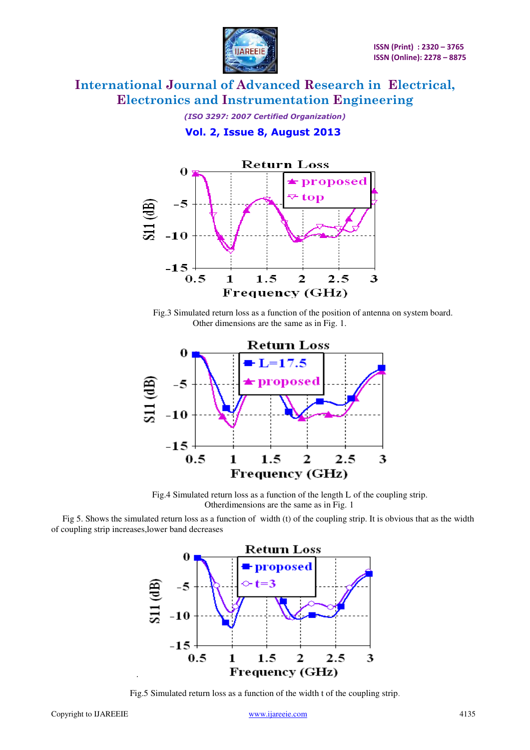Fig.3 Simulated return loss as a function of the position of antenna on system board. Other dimensions are the same as in Fig. 1.

Fig.4 Simulated return loss as a function of the length L of the coupling strip. Otherdimensions are the same as in Fig. 1

Fig 5. Shows the simulated return loss as a function of width (t) of the coupling strip. It is obvious that as the width of coupling strip increases,lower band decreases

Fig.5 Simulated return loss as a function of the width t of the coupling strip.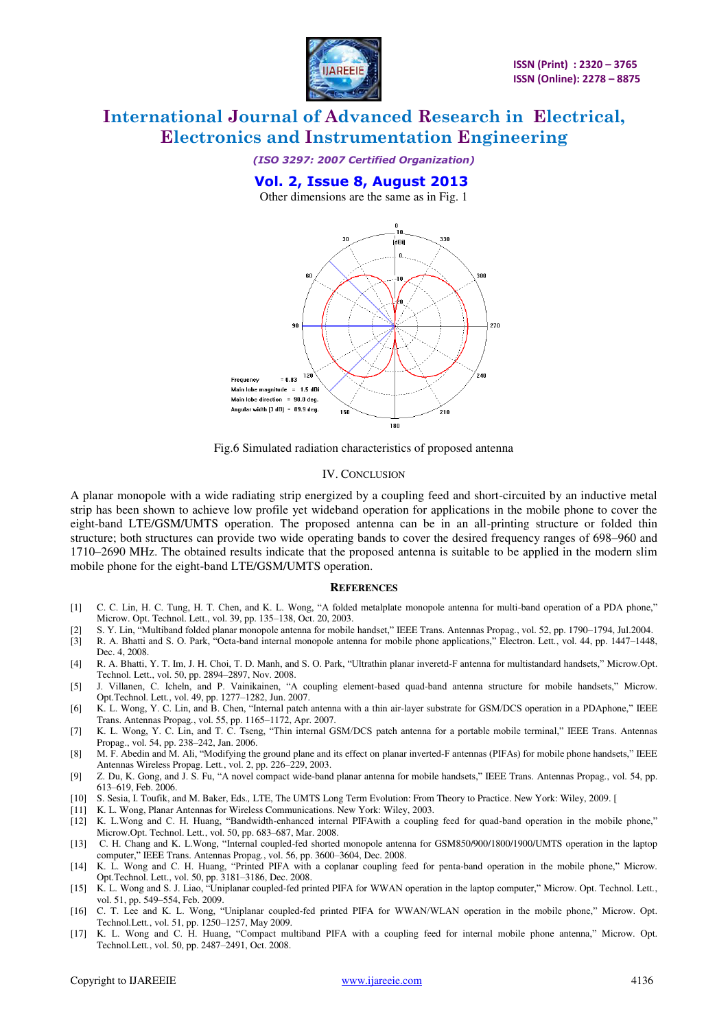Other dimensions are the same as in Fig. 1

Fig.6 Simulated radiation characteristics of proposed antenna

## IV. CONCLUSION

A planar monopole with a wide radiating strip energized by a coupling feed and short-circuited by an inductive metal strip has been shown to achieve low profile yet wideband operation for applications in the mobile phone to cover the eight-band LTE/GSM/UMTS operation. The proposed antenna can be in an all-printing structure or folded thin structure; both structures can provide two wide operating bands to cover the desired frequency ranges of 698–960 and 1710–2690 MHz. The obtained results indicate that the proposed antenna is suitable to be applied in the modern slim mobile phone for the eight-band LTE/GSM/UMTS operation.

## REFERENCES

[1] C. C. Lin, H. C. Tung, H. T. Chen, and K. L. Wong, "A folded metalplate monopole antenna for multi-band operation of a PDA phone," Microw. Opt. Technol. Lett., vol. 39, pp. 135–138, Oct. 20, 2003.

[2] S. Y. Lin, "Multiband folded planar monopole antenna for mobile handset," IEEE Trans. Antennas Propag., vol. 52, pp. 1790–1794, Jul.2004.

[3] R. A. Bhatti and S. O. Park, "Octa-band internal monopole antenna for mobile phone applications," Electron. Lett., vol. 44, pp. 1447–1448, Dec. 4, 2008.

[4] R. A. Bhatti, Y. T. Im, J. H. Choi, T. D. Manh, and S. O. Park, "Ultrathin planar inveretd-F antenna for multistandard handsets," Microw.Opt. Technol. Lett., vol. 50, pp. 2894–2897, Nov. 2008.

[5] J. Villenen, C. Icheln, and P. Vainikainen, "A coupling element-based quad-band antenna structure for mobile handsets," Microw. Opt.Technol. Lett., vol. 49, pp. 1277–1282, Jun. 2007.

[6] K. L. Wong, Y. C. Lin, and B. Chen, "Internal patch antenna with a thin air-layer substrate for GSM/DCS operation in a PDAphone," IEEE Trans. Antennas Propag., vol. 55, pp. 1165–1172, Apr. 2007.

[7] K. L. Wong, Y. C. Lin, and T. C. Tseng, "Thin internal GSM/DCS patch antenna for a portable mobile terminal," IEEE Trans. Antennas Propag., vol. 54, pp. 238–242, Jan. 2006.

[8] M. F. Abedin and M. Ali, "Modifying the ground plane and its effect on planar inverted-F antennas (PIFAs) for mobile phone handsets," IEEE Antennas Wireless Propag. Lett., vol. 2, pp. 226–229, 2003.

[9] Z. Du, K. Gong, and J. S. Fu, "A novel compact wide-band planar antenna for mobile handsets," IEEE Trans. Antennas Propag., vol. 54, pp. 613–619, Feb. 2006.

[10] S. Sesia, I. Toufik, and M. Baker, Eds., LTE, The UMTS Long Term Evolution: From Theory to Practice. New York: Wiley, 2009. [

[11] K. L. Wong, Planar Antennas for Wireless Communications. New York: Wiley, 2003.

[12] K. L.Wong and C. H. Huang, "Bandwidth-enhanced internal PIFAwith a coupling feed for quad-band operation in the mobile phone," Microw.Opt. Technol. Lett., vol. 50, pp. 683–687, Mar. 2008.

[13] C. H. Chang and K. L.Wong, "Internal coupled-fed shorted monopole antenna for GSM850/900/1800/1900/UMTS operation in the laptop computer," IEEE Trans. Antennas Propag., vol. 56, pp. 3600–3604, Dec. 2008.

[14] K. L. Wong and C. H. Huang, "Printed PIFA with a coplanar coupling feed for penta-band operation in the mobile phone," Microw. Opt.Technol. Lett., vol. 50, pp. 3181–3186, Dec. 2008.

[15] K. L. Wong and S. J. Liao, "Uniplanar coupled-fed printed PIFA for WWAN operation in the laptop computer," Microw. Opt. Technol. Lett., vol. 51, pp. 549–554, Feb. 2009.

[16] C. T. Lee and K. L. Wong, "Uniplanar coupled-fed printed PIFA for WWAN/WLAN operation in the mobile phone," Microw. Opt. Technol.Lett., vol. 51, pp. 1250–1257, May 2009.

[17] K. L. Wong and C. H. Huang, "Compact multiband PIFA with a coupling feed for internal mobile phone antenna," Microw. Opt. Technol.Lett., vol. 50, pp. 2487–2491, Oct. 2008.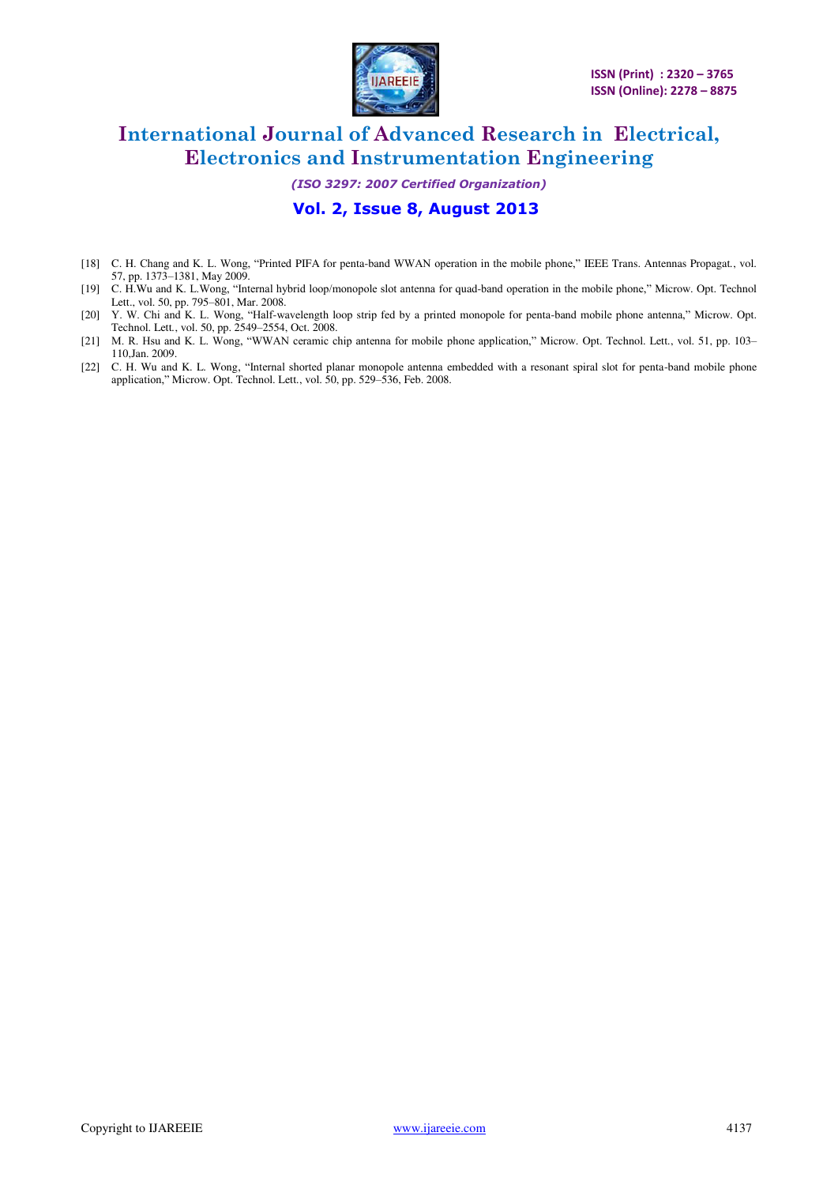[18] C. H. Chang and K. L. Wong, "Printed PIFA for penta-band WWAN operation in the mobile phone," IEEE Trans. Antennas Propagat., vol. 57, pp. 1373–1381, May 2009.

[19] C. H.Wu and K. L.Wong, "Internal hybrid loop/monopole slot antenna for quad-band operation in the mobile phone," Microw. Opt. Technol Lett., vol. 50, pp. 795–801, Mar. 2008.

[20] Y. W. Chi and K. L. Wong, "Half-wavelength loop strip fed by a printed monopole for penta-band mobile phone antenna," Microw. Opt. Technol. Lett., vol. 50, pp. 2549–2554, Oct. 2008.

[21] M. R. Hsu and K. L. Wong, "WWAN ceramic chip antenna for mobile phone application," Microw. Opt. Technol. Lett., vol. 51, pp. 103–110,Jan. 2009.

[22] C. H. Wu and K. L. Wong, "Internal shorted planar monopole antenna embedded with a resonant spiral slot for penta-band mobile phone application," Microw. Opt. Technol. Lett., vol. 50, pp. 529–536, Feb. 2008.